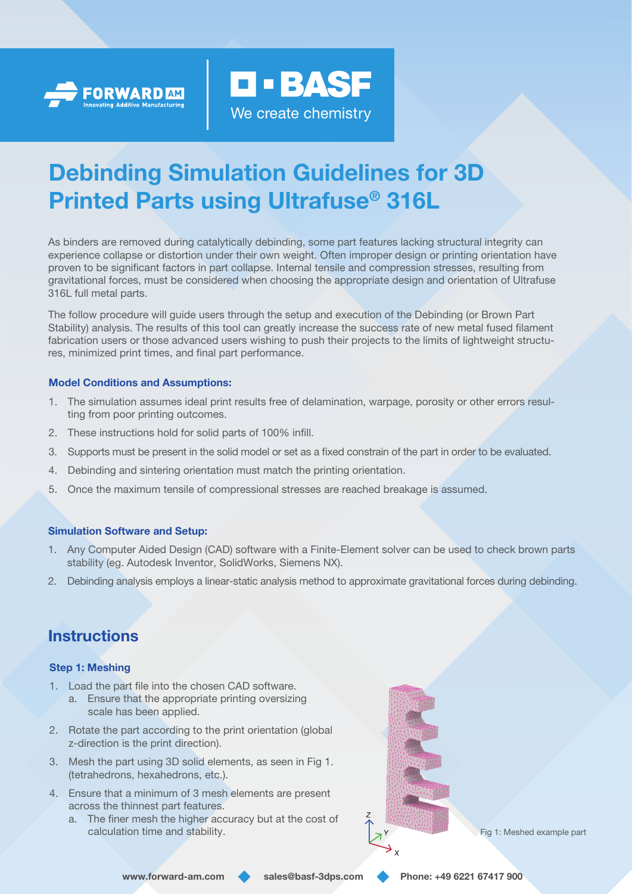# Debinding Simulation Guidelines for 3D Printed Parts using Ultrafuse® 316L

As binders are removed during catalytically debinding, some part features lacking structural integrity can experience collapse or distortion under their own weight. Often improper design or printing orientation have proven to be significant factors in part collapse. Internal tensile and compression stresses, resulting from gravitational forces, must be considered when choosing the appropriate design and orientation of Ultrafuse 316L full metal parts.

The follow procedure will guide users through the setup and execution of the Debinding (or Brown Part Stability) analysis. The results of this tool can greatly increase the success rate of new metal fused filament fabrication users or those advanced users wishing to push their projects to the limits of lightweight structures, minimized print times, and final part performance.

### Model Conditions and Assumptions:

1. The simulation assumes ideal print results free of delamination, warpage, porosity or other errors resulting from poor printing outcomes.
2. These instructions hold for solid parts of 100% infill.
3. Supports must be present in the solid model or set as a fixed constrain of the part in order to be evaluated.
4. Debinding and sintering orientation must match the printing orientation.
5. Once the maximum tensile of compressional stresses are reached breakage is assumed.

### Simulation Software and Setup:

1. Any Computer Aided Design (CAD) software with a Finite-Element solver can be used to check brown parts stability (eg. Autodesk Inventor, SolidWorks, Siemens NX).
2. Debinding analysis employs a linear-static analysis method to approximate gravitational forces during debinding.

## Instructions

### Step 1: Meshing

1. Load the part file into the chosen CAD software.
   a. Ensure that the appropriate printing oversizing scale has been applied.
2. Rotate the part according to the print orientation (global z-direction is the print direction).
3. Mesh the part using 3D solid elements, as seen in Fig 1. (tetrahedrons, hexahedrons, etc.).
4. Ensure that a minimum of 3 mesh elements are present across the thinnest part features.
   a. The finer mesh the higher accuracy but at the cost of calculation time and stability.

Fig 1: Meshed example part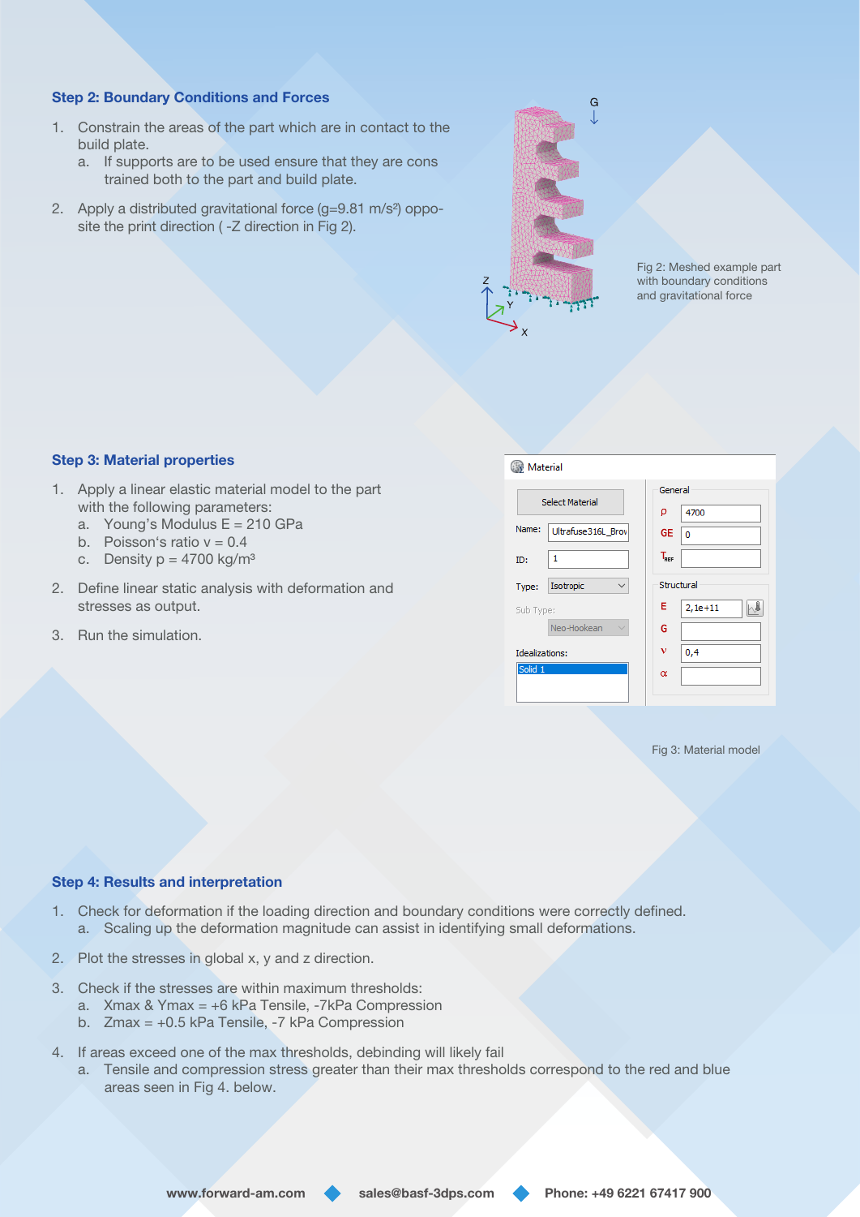## Step 2: Boundary Conditions and Forces

1. Constrain the areas of the part which are in contact to the build plate.
   a. If supports are to be used ensure that they are cons trained both to the part and build plate.
2. Apply a distributed gravitational force (g=9.81 m/s²) opposite the print direction ( -Z direction in Fig 2).

Fig 2: Meshed example part with boundary conditions and gravitational force

## Step 3: Material properties

1. Apply a linear elastic material model to the part with the following parameters:
   a. Young's Modulus E = 210 GPa
   b. Poisson's ratio v = 0.4
   c. Density p = 4700 kg/m³
2. Define linear static analysis with deformation and stresses as output.
3. Run the simulation.

Fig 3: Material model

## Step 4: Results and interpretation

1. Check for deformation if the loading direction and boundary conditions were correctly defined.
   a. Scaling up the deformation magnitude can assist in identifying small deformations.
2. Plot the stresses in global x, y and z direction.
3. Check if the stresses are within maximum thresholds:
   a. Xmax & Ymax = +6 kPa Tensile, -7kPa Compression
   b. Zmax = +0.5 kPa Tensile, -7 kPa Compression
4. If areas exceed one of the max thresholds, debinding will likely fail
   a. Tensile and compression stress greater than their max thresholds correspond to the red and blue areas seen in Fig 4. below.

www.forward-am.com ◆ sales@basf-3dps.com ◆ Phone: +49 6221 67417 900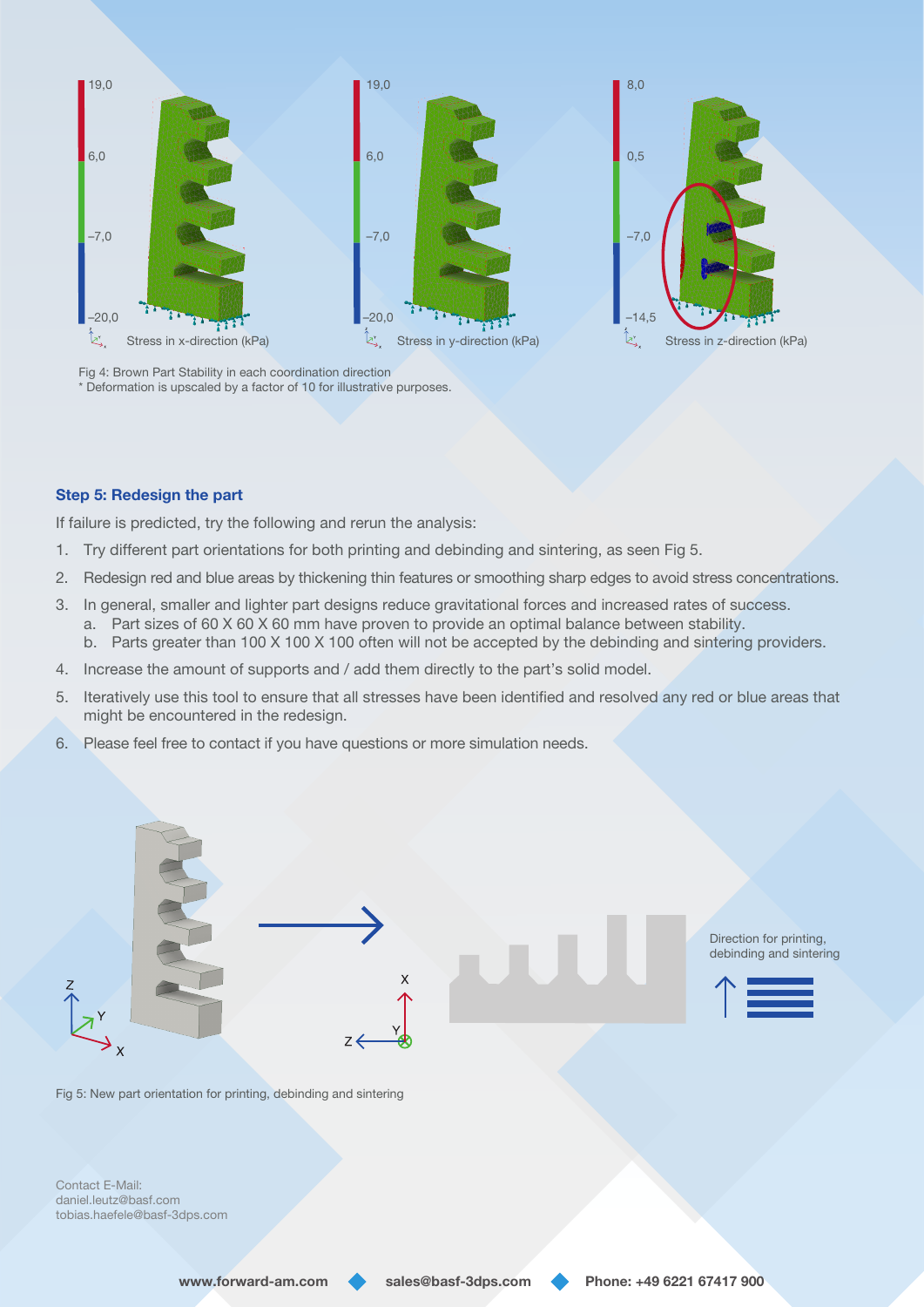19,0
6,0
−7,0
−20,0
Stress in x-direction (kPa)

19,0
6,0
−7,0
−20,0
Stress in y-direction (kPa)

8,0
0,5
−7,0
−14,5
Stress in z-direction (kPa)

Fig 4: Brown Part Stability in each coordination direction
* Deformation is upscaled by a factor of 10 for illustrative purposes.

### Step 5: Redesign the part

If failure is predicted, try the following and rerun the analysis:

1. Try different part orientations for both printing and debinding and sintering, as seen Fig 5.
2. Redesign red and blue areas by thickening thin features or smoothing sharp edges to avoid stress concentrations.
3. In general, smaller and lighter part designs reduce gravitational forces and increased rates of success.
   a. Part sizes of 60 X 60 X 60 mm have proven to provide an optimal balance between stability.
   b. Parts greater than 100 X 100 X 100 often will not be accepted by the debinding and sintering providers.
4. Increase the amount of supports and / add them directly to the part's solid model.
5. Iteratively use this tool to ensure that all stresses have been identified and resolved any red or blue areas that might be encountered in the redesign.
6. Please feel free to contact if you have questions or more simulation needs.

Z
Y
X

X
Z
Y

Direction for printing, debinding and sintering

Fig 5: New part orientation for printing, debinding and sintering

Contact E-Mail:
daniel.leutz@basf.com
tobias.haefele@basf-3dps.com

**www.forward-am.com** ◆ **sales@basf-3dps.com** ◆ **Phone: +49 6221 67417 900**